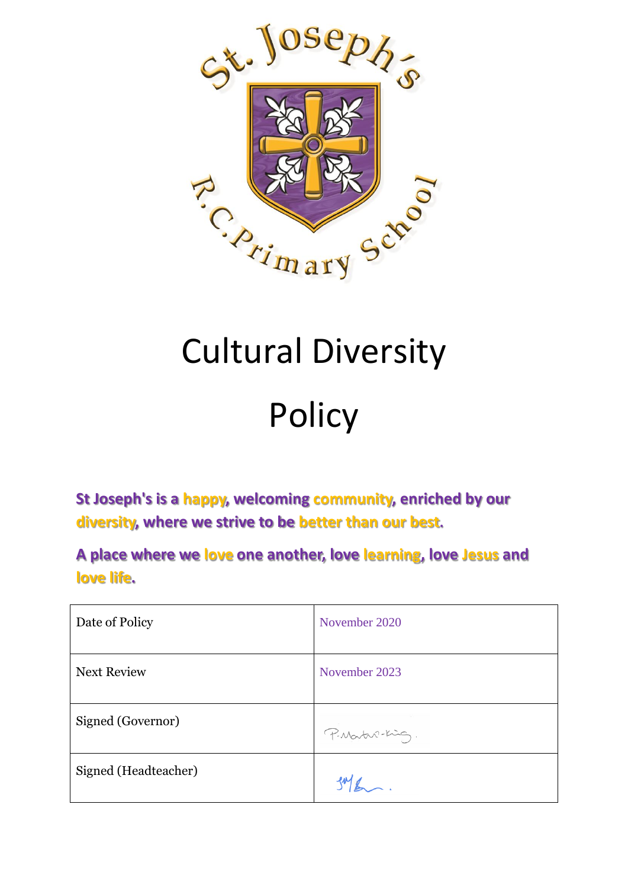# Cultural Diversity Policy

**St Joseph's is a happy, welcoming community, enriched by our diversity, where we strive to be better than our best.**

**A place where we love one another, love learning, love Jesus and love life.**

| | |
|---|---|
| Date of Policy | November 2020 |
| Next Review | November 2023 |
| Signed (Governor) | P. Martin-King. |
| Signed (Headteacher) | |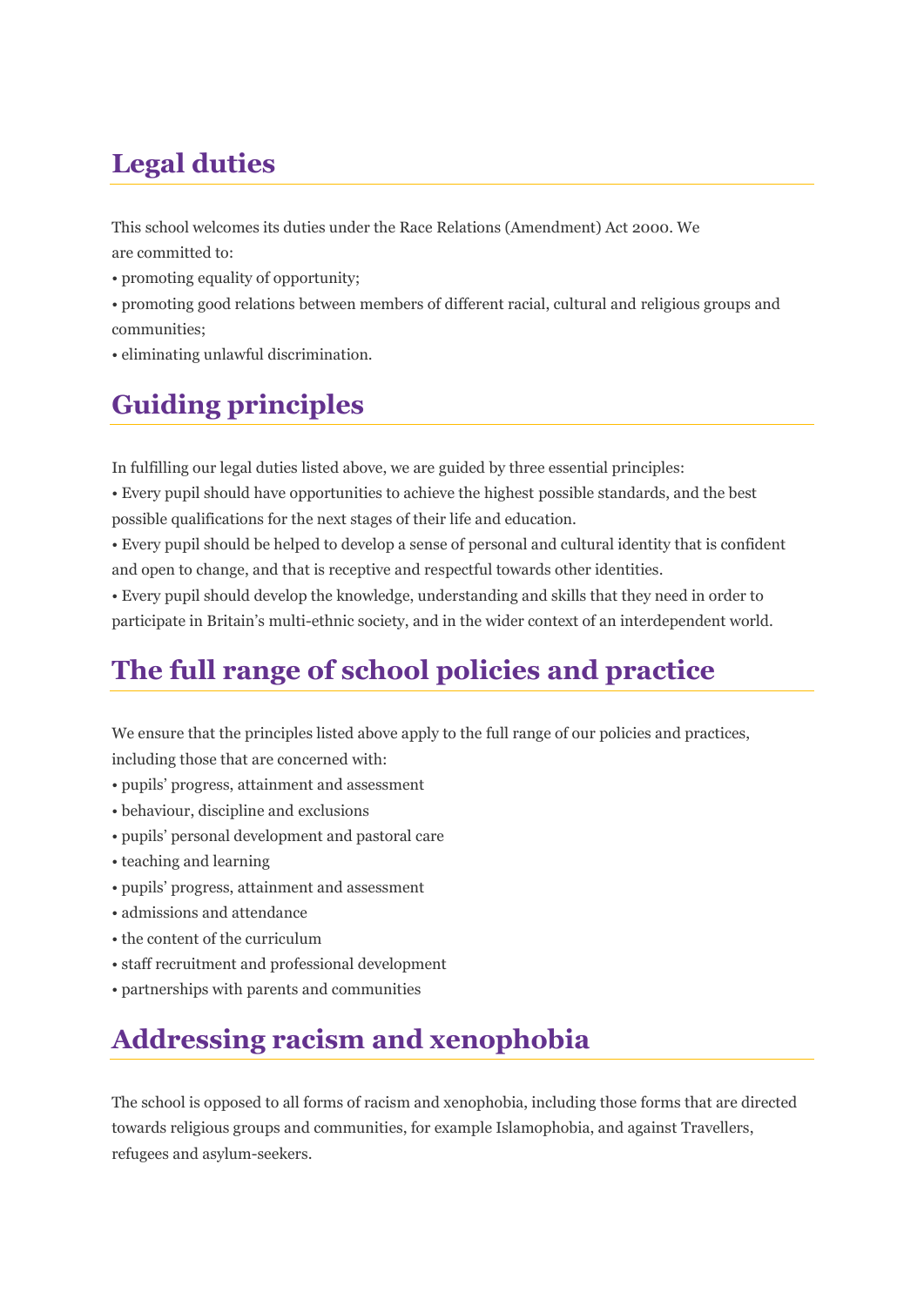## Legal duties

This school welcomes its duties under the Race Relations (Amendment) Act 2000. We are committed to:

• promoting equality of opportunity;

• promoting good relations between members of different racial, cultural and religious groups and communities;

• eliminating unlawful discrimination.

## Guiding principles

In fulfilling our legal duties listed above, we are guided by three essential principles:

• Every pupil should have opportunities to achieve the highest possible standards, and the best possible qualifications for the next stages of their life and education.

• Every pupil should be helped to develop a sense of personal and cultural identity that is confident and open to change, and that is receptive and respectful towards other identities.

• Every pupil should develop the knowledge, understanding and skills that they need in order to participate in Britain's multi-ethnic society, and in the wider context of an interdependent world.

## The full range of school policies and practice

We ensure that the principles listed above apply to the full range of our policies and practices, including those that are concerned with:

• pupils' progress, attainment and assessment

• behaviour, discipline and exclusions

• pupils' personal development and pastoral care

• teaching and learning

• pupils' progress, attainment and assessment

• admissions and attendance

• the content of the curriculum

• staff recruitment and professional development

• partnerships with parents and communities

## Addressing racism and xenophobia

The school is opposed to all forms of racism and xenophobia, including those forms that are directed towards religious groups and communities, for example Islamophobia, and against Travellers, refugees and asylum-seekers.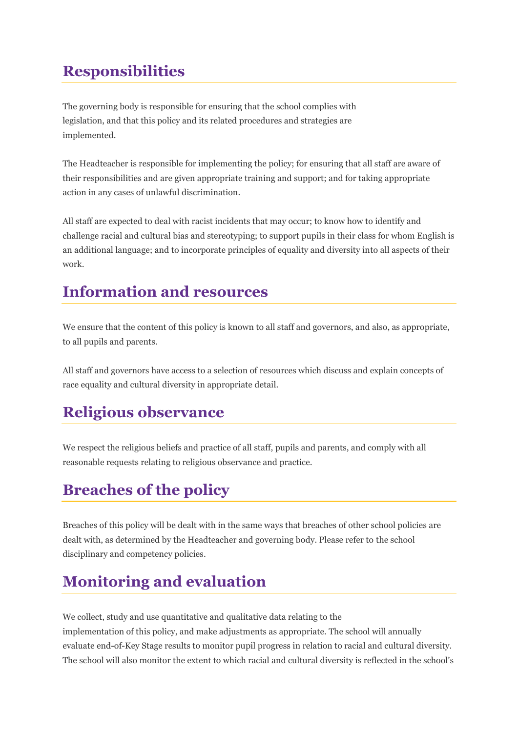## Responsibilities

The governing body is responsible for ensuring that the school complies with legislation, and that this policy and its related procedures and strategies are implemented.

The Headteacher is responsible for implementing the policy; for ensuring that all staff are aware of their responsibilities and are given appropriate training and support; and for taking appropriate action in any cases of unlawful discrimination.

All staff are expected to deal with racist incidents that may occur; to know how to identify and challenge racial and cultural bias and stereotyping; to support pupils in their class for whom English is an additional language; and to incorporate principles of equality and diversity into all aspects of their work.

## Information and resources

We ensure that the content of this policy is known to all staff and governors, and also, as appropriate, to all pupils and parents.

All staff and governors have access to a selection of resources which discuss and explain concepts of race equality and cultural diversity in appropriate detail.

## Religious observance

We respect the religious beliefs and practice of all staff, pupils and parents, and comply with all reasonable requests relating to religious observance and practice.

## Breaches of the policy

Breaches of this policy will be dealt with in the same ways that breaches of other school policies are dealt with, as determined by the Headteacher and governing body. Please refer to the school disciplinary and competency policies.

## Monitoring and evaluation

We collect, study and use quantitative and qualitative data relating to the implementation of this policy, and make adjustments as appropriate. The school will annually evaluate end-of-Key Stage results to monitor pupil progress in relation to racial and cultural diversity. The school will also monitor the extent to which racial and cultural diversity is reflected in the school's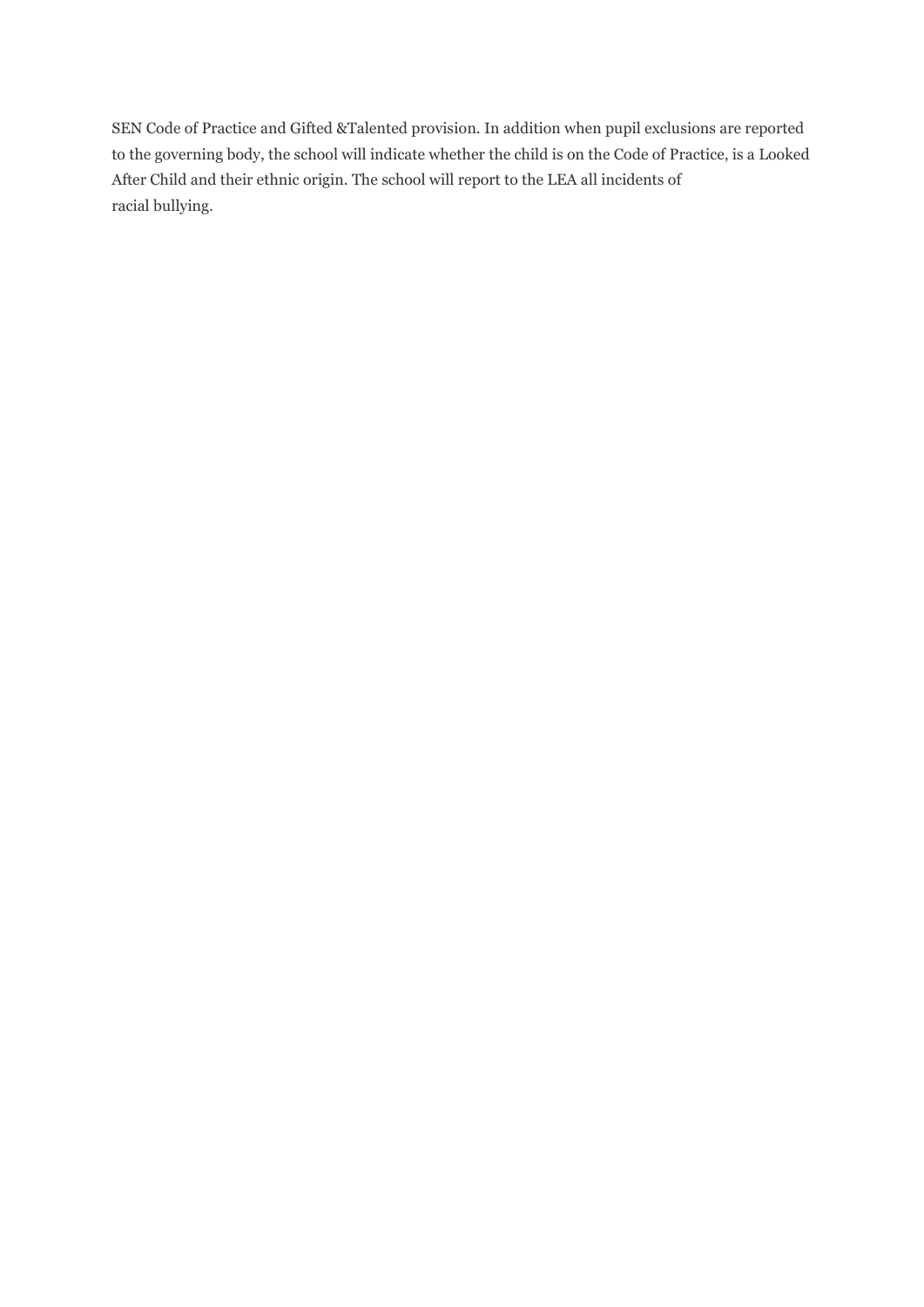SEN Code of Practice and Gifted &Talented provision. In addition when pupil exclusions are reported to the governing body, the school will indicate whether the child is on the Code of Practice, is a Looked After Child and their ethnic origin. The school will report to the LEA all incidents of racial bullying.